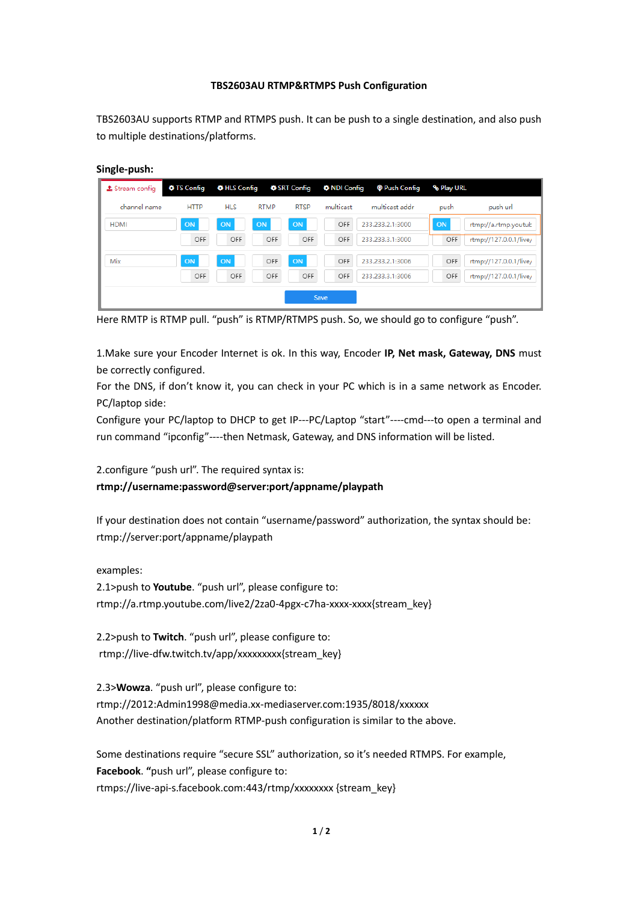**TBS2603AU RTMP&RTMPS Push Configuration**

TBS2603AU supports RTMP and RTMPS push. It can be push to a single destination, and also push to multiple destinations/platforms.

**Single-push:**

Stream config | TS Config | HLS Config | SRT Config | NDI Config | Push Config | Play URL

| channel name | HTTP | HLS | RTMP | RTSP | multicast | multicast addr | push | push url |
|---|---|---|---|---|---|---|---|---|
| HDMI | ON | ON | ON | ON | OFF | 233.233.2.1:3000 | ON | rtmp://a.rtmp.youtub |
| | OFF | OFF | OFF | OFF | OFF | 233.233.3.1:3000 | OFF | rtmp://127.0.0.1/live/ |
| Mix | ON | ON | OFF | ON | OFF | 233.233.2.1:3006 | OFF | rtmp://127.0.0.1/live/ |
| | OFF | OFF | OFF | OFF | OFF | 233.233.3.1:3006 | OFF | rtmp://127.0.0.1/live/ |

Save

Here RMTP is RTMP pull. "push" is RTMP/RTMPS push. So, we should go to configure "push".

1.Make sure your Encoder Internet is ok. In this way, Encoder **IP, Net mask, Gateway, DNS** must be correctly configured.
For the DNS, if don't know it, you can check in your PC which is in a same network as Encoder.
PC/laptop side:
Configure your PC/laptop to DHCP to get IP---PC/Laptop "start"----cmd---to open a terminal and run command "ipconfig"----then Netmask, Gateway, and DNS information will be listed.

2.configure "push url". The required syntax is:
**rtmp://username:password@server:port/appname/playpath**

If your destination does not contain "username/password" authorization, the syntax should be:
rtmp://server:port/appname/playpath

examples:
2.1>push to **Youtube**. "push url", please configure to:
rtmp://a.rtmp.youtube.com/live2/2za0-4pgx-c7ha-xxxx-xxxx{stream_key}

2.2>push to **Twitch**. "push url", please configure to:
rtmp://live-dfw.twitch.tv/app/xxxxxxxxx{stream_key}

2.3>**Wowza**. "push url", please configure to:
rtmp://2012:Admin1998@media.xx-mediaserver.com:1935/8018/xxxxxx
Another destination/platform RTMP-push configuration is similar to the above.

Some destinations require "secure SSL" authorization, so it's needed RTMPS. For example, **Facebook**. **"**push url", please configure to:
rtmps://live-api-s.facebook.com:443/rtmp/xxxxxxxx {stream_key}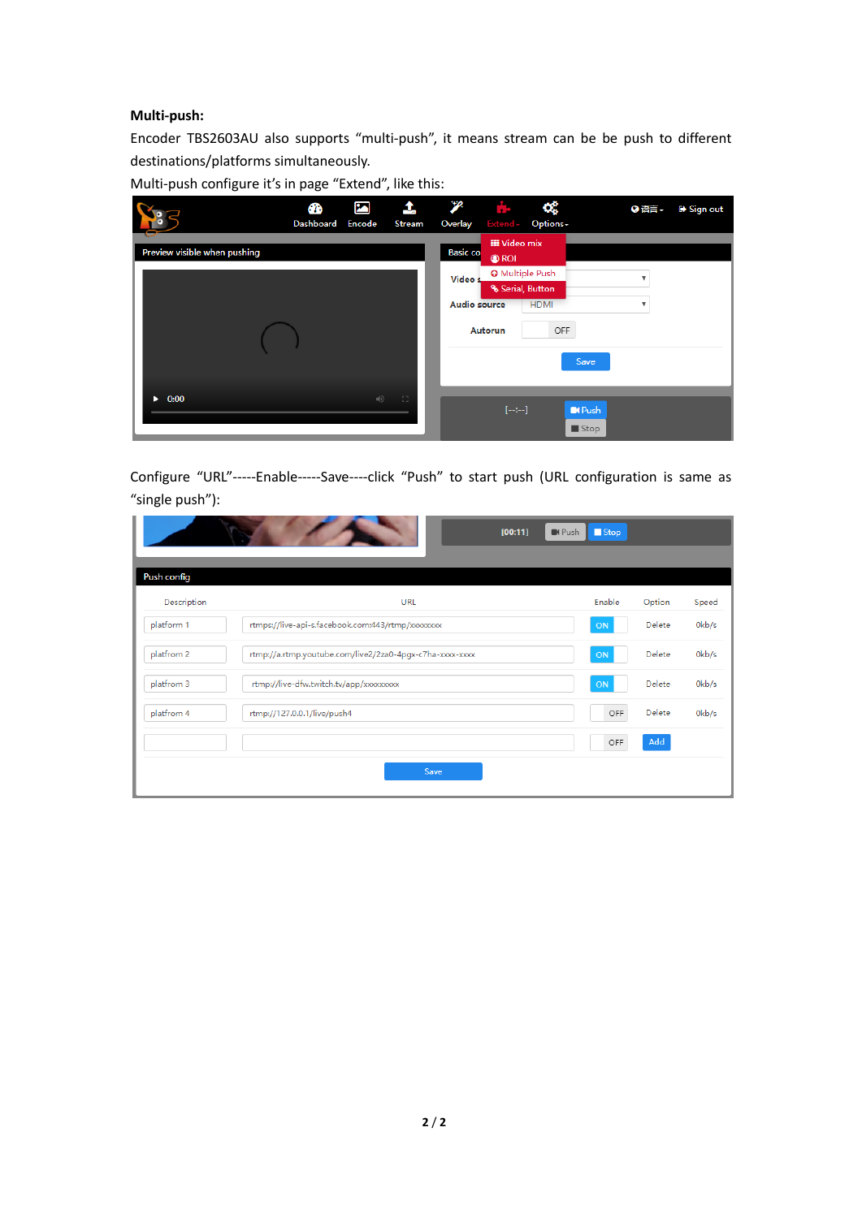**Multi-push:**

Encoder TBS2603AU also supports "multi-push", it means stream can be be push to different destinations/platforms simultaneously.

Multi-push configure it's in page "Extend", like this:

Configure "URL"-----Enable-----Save----click "Push" to start push (URL configuration is same as "single push"):